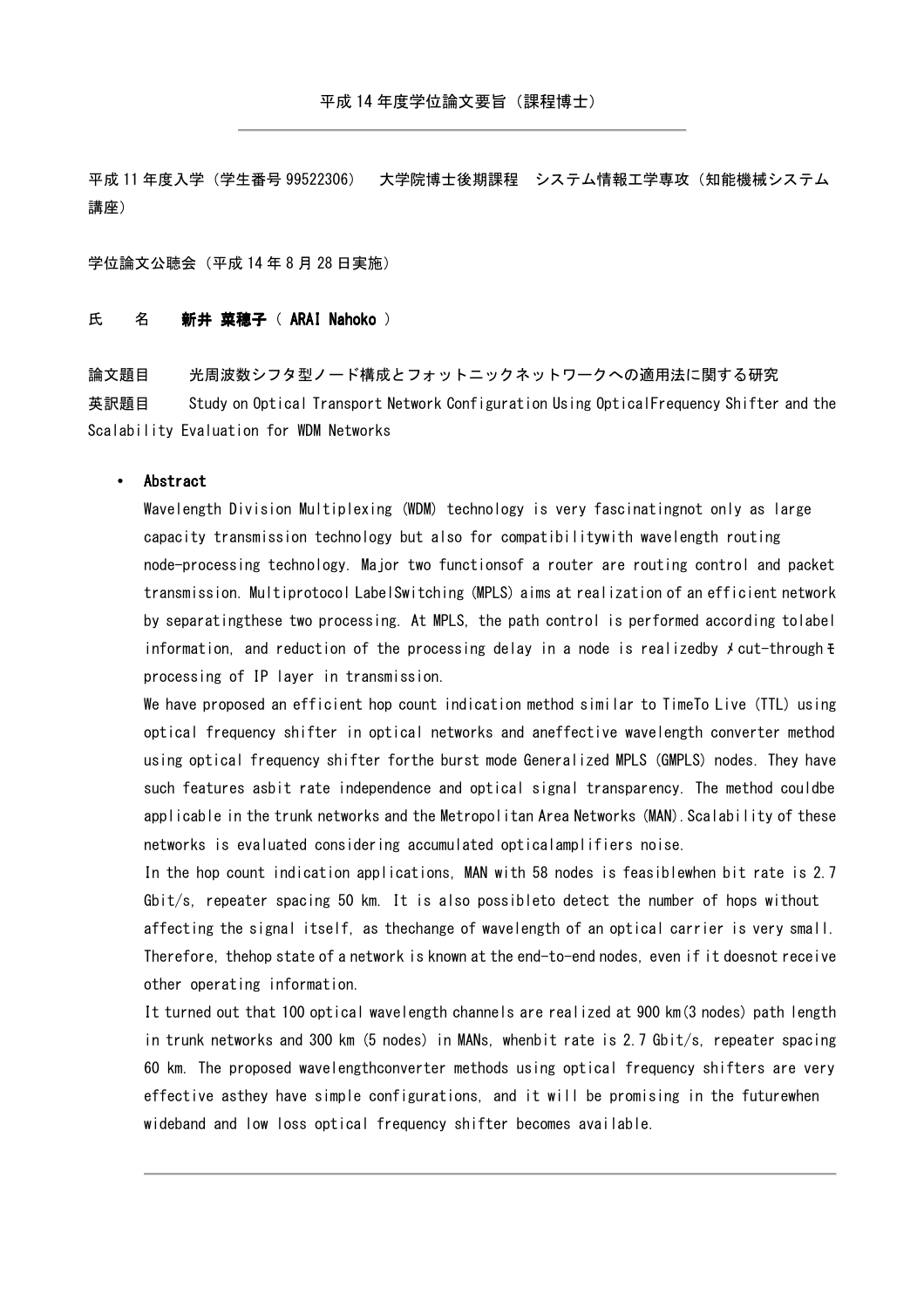平成 14 年度学位論文要旨（課程博士）

---

平成 11 年度入学（学生番号 99522306）　大学院博士後期課程　システム情報工学専攻（知能機械システム講座）

学位論文公聴会（平成 14 年 8 月 28 日実施）

氏　　名　　**新井 菜穂子（ ARAI Nahoko ）**

論文題目　　光周波数シフタ型ノード構成とフォットニックネットワークへの適用法に関する研究

英訳題目　　Study on Optical Transport Network Configuration Using OpticalFrequency Shifter and the Scalability Evaluation for WDM Networks

- **Abstract**

  Wavelength Division Multiplexing (WDM) technology is very fascinatingnot only as large capacity transmission technology but also for compatibilitywith wavelength routing node-processing technology. Major two functionsof a router are routing control and packet transmission. Multiprotocol LabelSwitching (MPLS) aims at realization of an efficient network by separatingthese two processing. At MPLS, the path control is performed according tolabel information, and reduction of the processing delay in a node is realizedby 〆cut-through〆 processing of IP layer in transmission.

  We have proposed an efficient hop count indication method similar to TimeTo Live (TTL) using optical frequency shifter in optical networks and aneffective wavelength converter method using optical frequency shifter forthe burst mode Generalized MPLS (GMPLS) nodes. They have such features asbit rate independence and optical signal transparency. The method couldbe applicable in the trunk networks and the Metropolitan Area Networks (MAN).Scalability of these networks is evaluated considering accumulated opticalamplifiers noise.

  In the hop count indication applications, MAN with 58 nodes is feasiblewhen bit rate is 2.7 Gbit/s, repeater spacing 50 km. It is also possibleto detect the number of hops without affecting the signal itself, as thechange of wavelength of an optical carrier is very small. Therefore, thehop state of a network is known at the end-to-end nodes, even if it doesnot receive other operating information.

  It turned out that 100 optical wavelength channels are realized at 900 km(3 nodes) path length in trunk networks and 300 km (5 nodes) in MANs, whenbit rate is 2.7 Gbit/s, repeater spacing 60 km. The proposed wavelengthconverter methods using optical frequency shifters are very effective asthey have simple configurations, and it will be promising in the futurewhen wideband and low loss optical frequency shifter becomes available.

---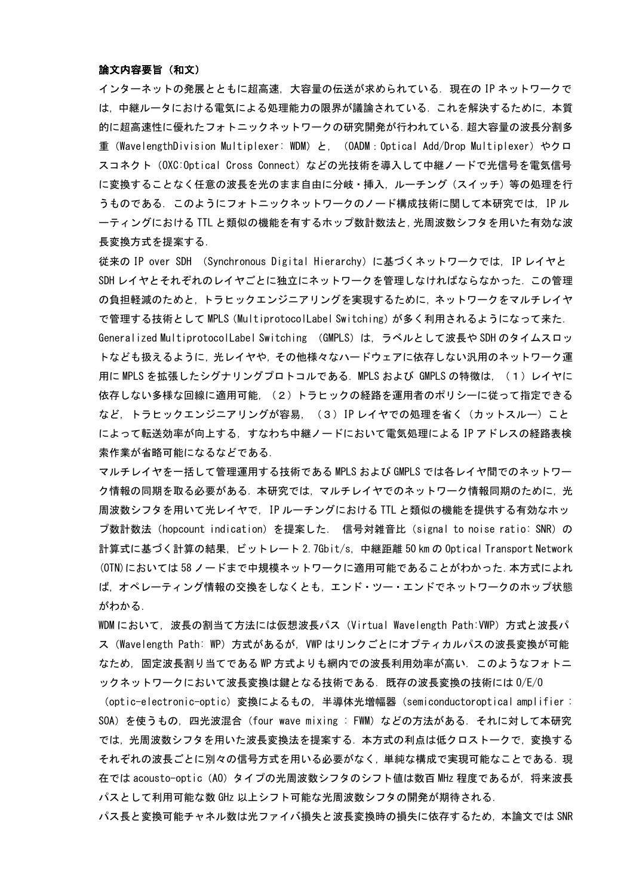**論文内容要旨（和文）**

インターネットの発展とともに超高速，大容量の伝送が求められている．現在の IP ネットワークでは，中継ルータにおける電気による処理能力の限界が議論されている．これを解決するために，本質的に超高速性に優れたフォトニックネットワークの研究開発が行われている．超大容量の波長分割多重（WavelengthDivision Multiplexer: WDM）と，（OADM：Optical Add/Drop Multiplexer）やクロスコネクト（OXC:Optical Cross Connect）などの光技術を導入して中継ノードで光信号を電気信号に変換することなく任意の波長を光のまま自由に分岐・挿入，ルーチング（スイッチ）等の処理を行うものである．このようにフォトニックネットワークのノード構成技術に関して本研究では，IP ルーティングにおける TTL と類似の機能を有するホップ数計数法と，光周波数シフタを用いた有効な波長変換方式を提案する．

従来の IP over SDH （Synchronous Digital Hierarchy）に基づくネットワークでは，IP レイヤと SDH レイヤとそれぞれのレイヤごとに独立にネットワークを管理しなければならなかった．この管理の負担軽減のためと，トラヒックエンジニアリングを実現するために，ネットワークをマルチレイヤで管理する技術として MPLS（MultiprotocolLabel Switching）が多く利用されるようになって来た．Generalized MultiprotocolLabel Switching （GMPLS）は，ラベルとして波長や SDH のタイムスロットなども扱えるように，光レイヤや，その他様々なハードウェアに依存しない汎用のネットワーク運用に MPLS を拡張したシグナリングプロトコルである．MPLS および GMPLS の特徴は，（１）レイヤに依存しない多様な回線に適用可能，（２）トラヒックの経路を運用者のポリシーに従って指定できるなど，トラヒックエンジニアリングが容易，（３）IP レイヤでの処理を省く（カットスルー）ことによって転送効率が向上する，すなわち中継ノードにおいて電気処理による IP アドレスの経路表検索作業が省略可能になるなどである．

マルチレイヤを一括して管理運用する技術である MPLS および GMPLS では各レイヤ間でのネットワーク情報の同期を取る必要がある．本研究では，マルチレイヤでのネットワーク情報同期のために，光周波数シフタを用いて光レイヤで，IP ルーチングにおける TTL と類似の機能を提供する有効なホップ数計数法（hopcount indication）を提案した． 信号対雑音比（signal to noise ratio: SNR）の計算式に基づく計算の結果，ビットレート 2.7Gbit/s，中継距離 50 km の Optical Transport Network (OTN)においては 58 ノードまで中規模ネットワークに適用可能であることがわかった．本方式によれば，オペレーティング情報の交換をしなくとも，エンド・ツー・エンドでネットワークのホップ状態がわかる．

WDM において，波長の割当て方法には仮想波長パス（Virtual Wavelength Path:VWP）方式と波長パス（Wavelength Path: WP）方式があるが，VWP はリンクごとにオプティカルパスの波長変換が可能なため，固定波長割り当てである WP 方式よりも網内での波長利用効率が高い． このようなフォトニックネットワークにおいて波長変換は鍵となる技術である．既存の波長変換の技術には O/E/O （optic-electronic-optic）変換によるもの，半導体光増幅器（semiconductoroptical amplifier : SOA）を使うもの，四光波混合（four wave mixing : FWM）などの方法がある．それに対して本研究では，光周波数シフタを用いた波長変換法を提案する．本方式の利点は低クロストークで，変換するそれぞれの波長ごとに別々の信号方式を用いる必要がなく，単純な構成で実現可能なことである．現在では acousto-optic（AO）タイプの光周波数シフタのシフト値は数百 MHz 程度であるが，将来波長パスとして利用可能な数 GHz 以上シフト可能な光周波数シフタの開発が期待される．

パス長と変換可能チャネル数は光ファイバ損失と波長変換時の損失に依存するため，本論文では SNR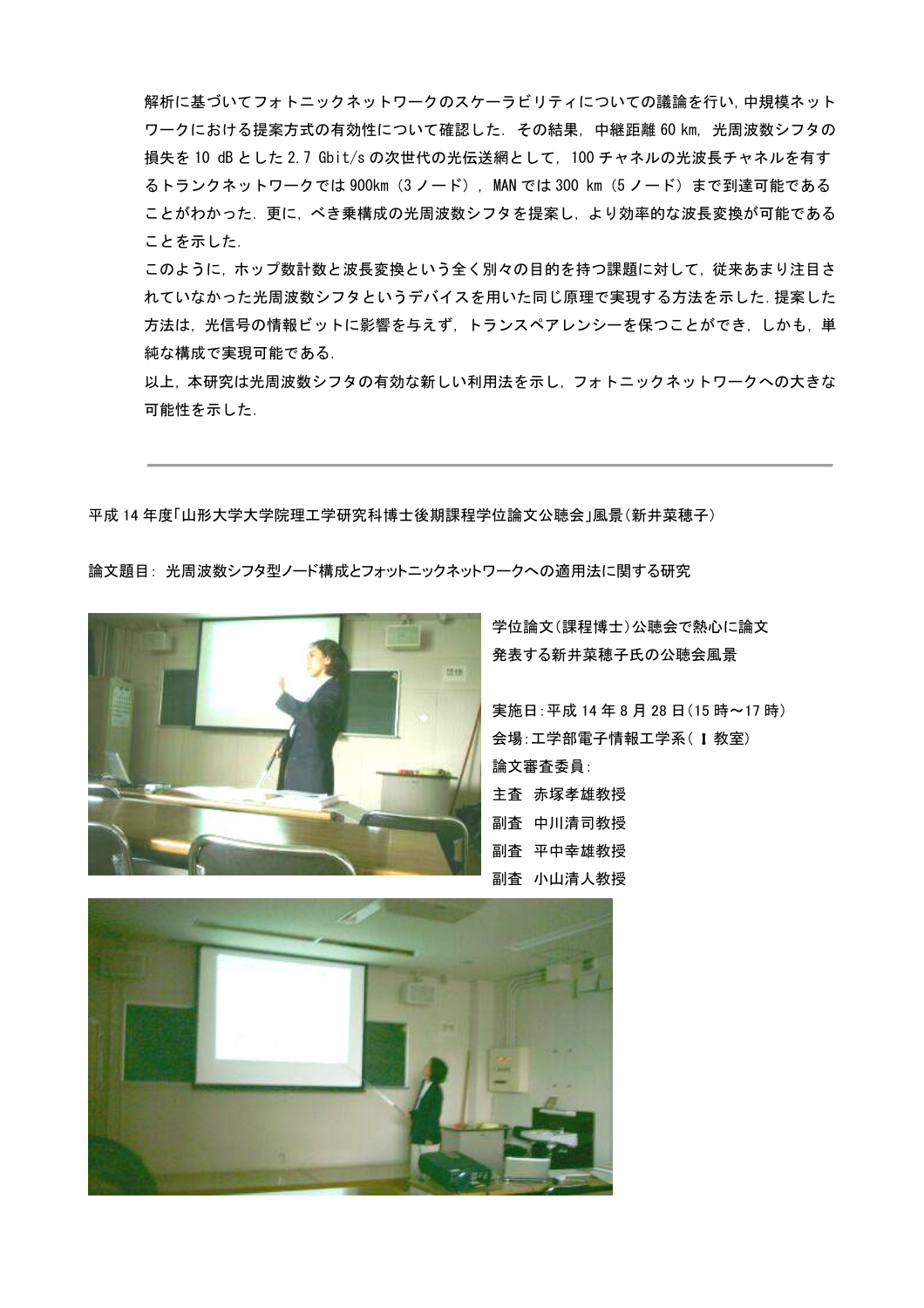解析に基づいてフォトニックネットワークのスケーラビリティについての議論を行い，中規模ネットワークにおける提案方式の有効性について確認した．その結果，中継距離 60 km，光周波数シフタの損失を 10 dB とした 2.7 Gbit/s の次世代の光伝送網として，100 チャネルの光波長チャネルを有するトランクネットワークでは 900km（3 ノード），MAN では 300 km（5 ノード）まで到達可能であることがわかった．更に，べき乗構成の光周波数シフタを提案し，より効率的な波長変換が可能であることを示した．

このように，ホップ数計数と波長変換という全く別々の目的を持つ課題に対して，従来あまり注目されていなかった光周波数シフタというデバイスを用いた同じ原理で実現する方法を示した．提案した方法は，光信号の情報ビットに影響を与えず，トランスペアレンシーを保つことができ，しかも，単純な構成で実現可能である．

以上，本研究は光周波数シフタの有効な新しい利用法を示し，フォトニックネットワークへの大きな可能性を示した．

---

平成 14 年度「山形大学大学院理工学研究科博士後期課程学位論文公聴会」風景（新井菜穂子）

論文題目: 光周波数シフタ型ノード構成とフォットニックネットワークへの適用法に関する研究

学位論文（課程博士）公聴会で熱心に論文発表する新井菜穂子氏の公聴会風景

実施日:平成 14 年 8 月 28 日（15 時～17 時）
会場:工学部電子情報工学系（ I 教室）
論文審査委員:
主査　赤塚孝雄教授
副査　中川清司教授
副査　平中幸雄教授
副査　小山清人教授